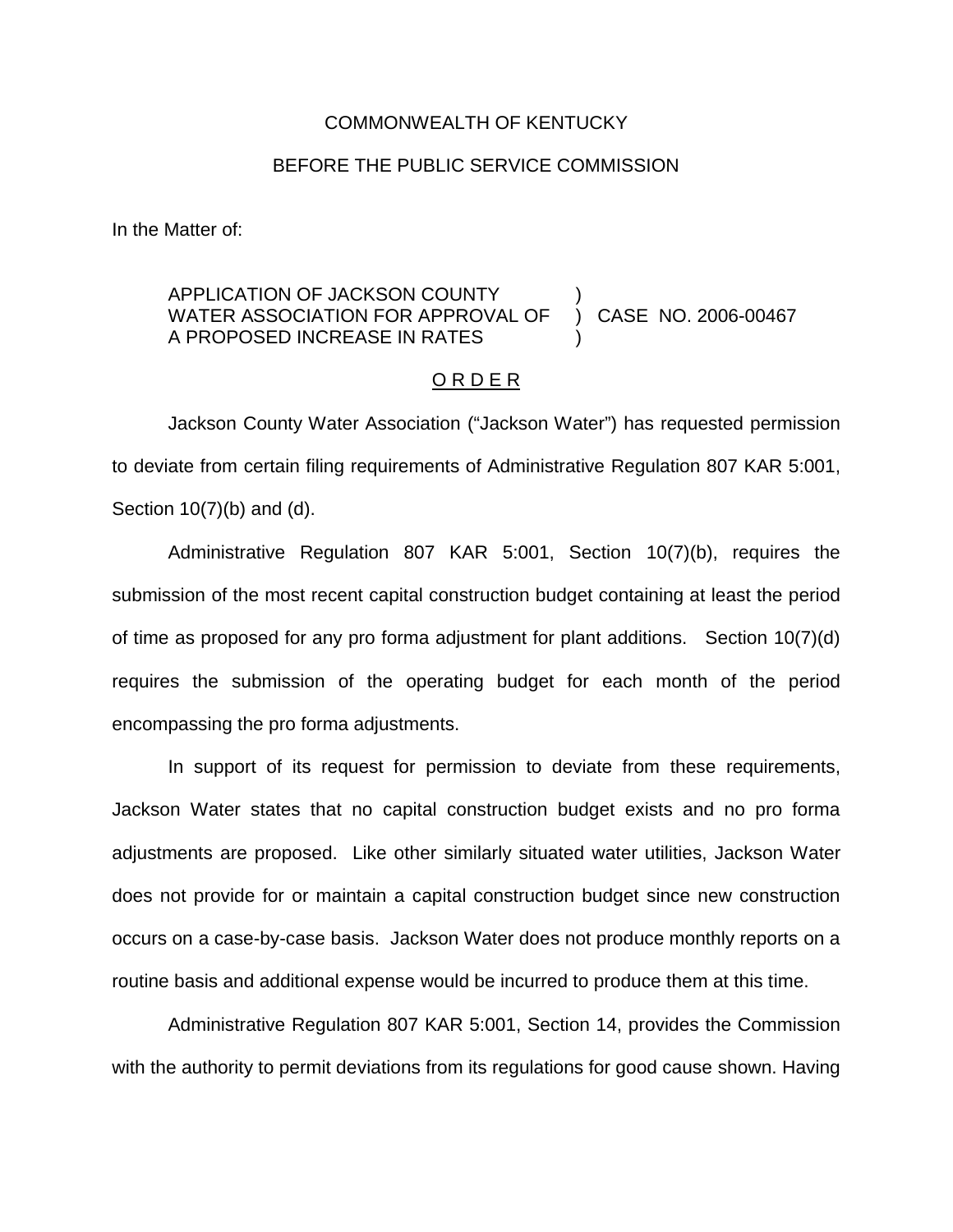COMMONWEALTH OF KENTUCKY

BEFORE THE PUBLIC SERVICE COMMISSION

In the Matter of:

| | | |
|---|---|---|
| APPLICATION OF JACKSON COUNTY WATER ASSOCIATION FOR APPROVAL OF A PROPOSED INCREASE IN RATES | ) ) ) | CASE NO. 2006-00467 |

O R D E R

Jackson County Water Association ("Jackson Water") has requested permission to deviate from certain filing requirements of Administrative Regulation 807 KAR 5:001, Section 10(7)(b) and (d).

Administrative Regulation 807 KAR 5:001, Section 10(7)(b), requires the submission of the most recent capital construction budget containing at least the period of time as proposed for any pro forma adjustment for plant additions. Section 10(7)(d) requires the submission of the operating budget for each month of the period encompassing the pro forma adjustments.

In support of its request for permission to deviate from these requirements, Jackson Water states that no capital construction budget exists and no pro forma adjustments are proposed. Like other similarly situated water utilities, Jackson Water does not provide for or maintain a capital construction budget since new construction occurs on a case-by-case basis. Jackson Water does not produce monthly reports on a routine basis and additional expense would be incurred to produce them at this time.

Administrative Regulation 807 KAR 5:001, Section 14, provides the Commission with the authority to permit deviations from its regulations for good cause shown. Having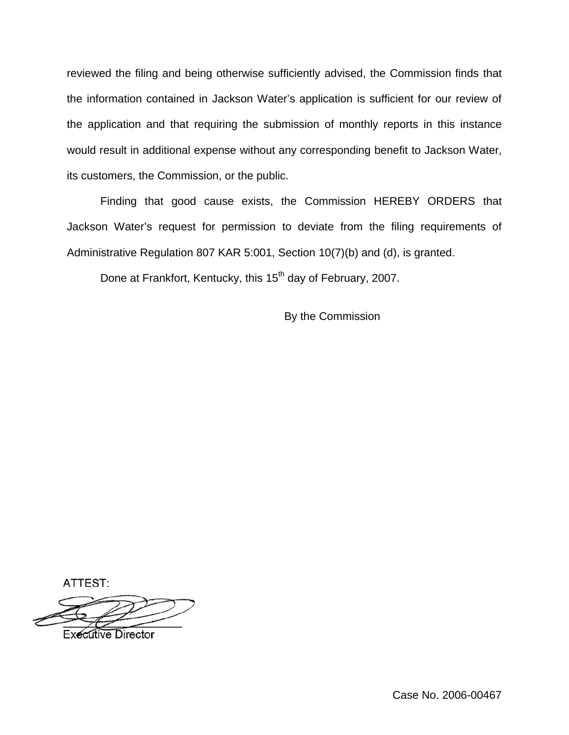reviewed the filing and being otherwise sufficiently advised, the Commission finds that the information contained in Jackson Water's application is sufficient for our review of the application and that requiring the submission of monthly reports in this instance would result in additional expense without any corresponding benefit to Jackson Water, its customers, the Commission, or the public.

Finding that good cause exists, the Commission HEREBY ORDERS that Jackson Water's request for permission to deviate from the filing requirements of Administrative Regulation 807 KAR 5:001, Section 10(7)(b) and (d), is granted.

Done at Frankfort, Kentucky, this 15th day of February, 2007.

By the Commission

ATTEST:

Executive Director

Case No. 2006-00467